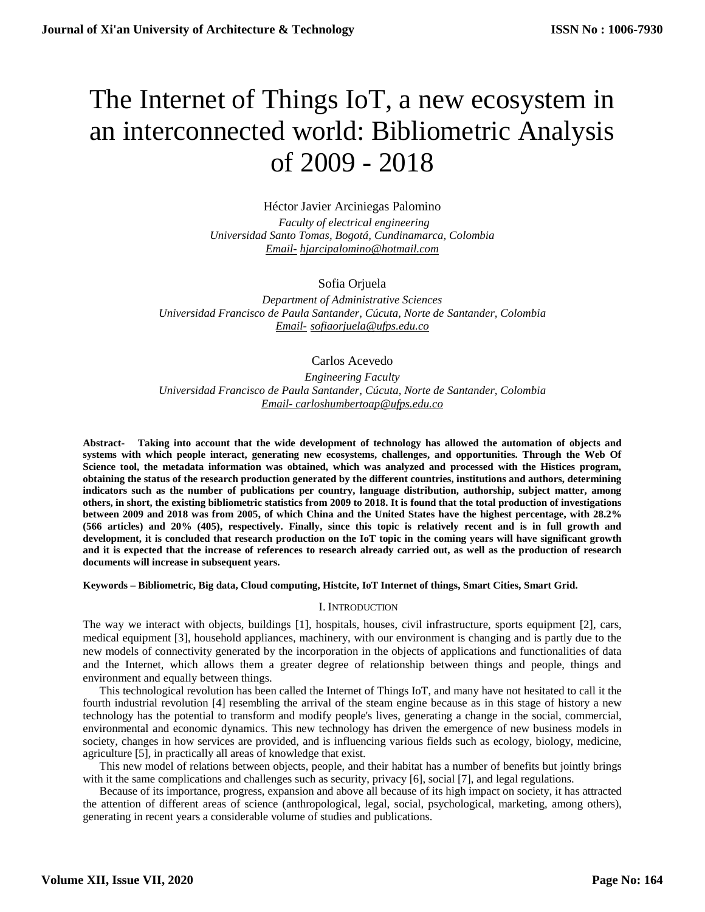# The Internet of Things IoT, a new ecosystem in an interconnected world: Bibliometric Analysis of 2009 - 2018

Héctor Javier Arciniegas Palomino

*Faculty of electrical engineering*
*Universidad Santo Tomas, Bogotá, Cundinamarca, Colombia*
*Email- hjarcipalomino@hotmail.com*

Sofia Orjuela

*Department of Administrative Sciences*
*Universidad Francisco de Paula Santander, Cúcuta, Norte de Santander, Colombia*
*Email- sofiaorjuela@ufps.edu.co*

Carlos Acevedo

*Engineering Faculty*
*Universidad Francisco de Paula Santander, Cúcuta, Norte de Santander, Colombia*
*Email- carloshumbertoap@ufps.edu.co*

**Abstract- Taking into account that the wide development of technology has allowed the automation of objects and systems with which people interact, generating new ecosystems, challenges, and opportunities. Through the Web Of Science tool, the metadata information was obtained, which was analyzed and processed with the Histices program, obtaining the status of the research production generated by the different countries, institutions and authors, determining indicators such as the number of publications per country, language distribution, authorship, subject matter, among others, in short, the existing bibliometric statistics from 2009 to 2018. It is found that the total production of investigations between 2009 and 2018 was from 2005, of which China and the United States have the highest percentage, with 28.2% (566 articles) and 20% (405), respectively. Finally, since this topic is relatively recent and is in full growth and development, it is concluded that research production on the IoT topic in the coming years will have significant growth and it is expected that the increase of references to research already carried out, as well as the production of research documents will increase in subsequent years.**

**Keywords – Bibliometric, Big data, Cloud computing, Histcite, IoT Internet of things, Smart Cities, Smart Grid.**

## I. Introduction

The way we interact with objects, buildings [1], hospitals, houses, civil infrastructure, sports equipment [2], cars, medical equipment [3], household appliances, machinery, with our environment is changing and is partly due to the new models of connectivity generated by the incorporation in the objects of applications and functionalities of data and the Internet, which allows them a greater degree of relationship between things and people, things and environment and equally between things.

This technological revolution has been called the Internet of Things IoT, and many have not hesitated to call it the fourth industrial revolution [4] resembling the arrival of the steam engine because as in this stage of history a new technology has the potential to transform and modify people's lives, generating a change in the social, commercial, environmental and economic dynamics. This new technology has driven the emergence of new business models in society, changes in how services are provided, and is influencing various fields such as ecology, biology, medicine, agriculture [5], in practically all areas of knowledge that exist.

This new model of relations between objects, people, and their habitat has a number of benefits but jointly brings with it the same complications and challenges such as security, privacy [6], social [7], and legal regulations.

Because of its importance, progress, expansion and above all because of its high impact on society, it has attracted the attention of different areas of science (anthropological, legal, social, psychological, marketing, among others), generating in recent years a considerable volume of studies and publications.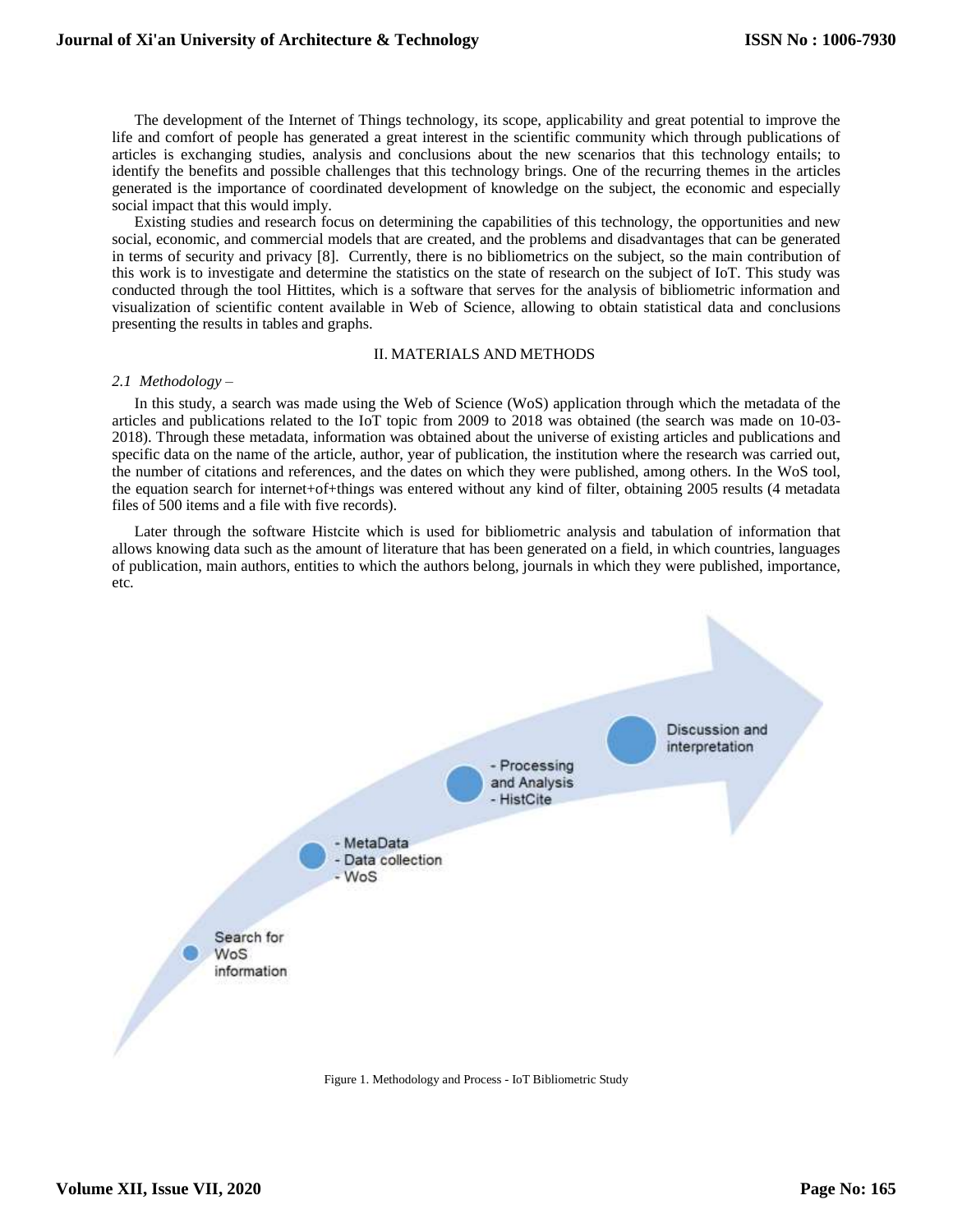The development of the Internet of Things technology, its scope, applicability and great potential to improve the life and comfort of people has generated a great interest in the scientific community which through publications of articles is exchanging studies, analysis and conclusions about the new scenarios that this technology entails; to identify the benefits and possible challenges that this technology brings. One of the recurring themes in the articles generated is the importance of coordinated development of knowledge on the subject, the economic and especially social impact that this would imply.

Existing studies and research focus on determining the capabilities of this technology, the opportunities and new social, economic, and commercial models that are created, and the problems and disadvantages that can be generated in terms of security and privacy [8]. Currently, there is no bibliometrics on the subject, so the main contribution of this work is to investigate and determine the statistics on the state of research on the subject of IoT. This study was conducted through the tool Hittites, which is a software that serves for the analysis of bibliometric information and visualization of scientific content available in Web of Science, allowing to obtain statistical data and conclusions presenting the results in tables and graphs.

## II. MATERIALS AND METHODS

### *2.1 Methodology –*

In this study, a search was made using the Web of Science (WoS) application through which the metadata of the articles and publications related to the IoT topic from 2009 to 2018 was obtained (the search was made on 10-03-2018). Through these metadata, information was obtained about the universe of existing articles and publications and specific data on the name of the article, author, year of publication, the institution where the research was carried out, the number of citations and references, and the dates on which they were published, among others. In the WoS tool, the equation search for internet+of+things was entered without any kind of filter, obtaining 2005 results (4 metadata files of 500 items and a file with five records).

Later through the software Histcite which is used for bibliometric analysis and tabulation of information that allows knowing data such as the amount of literature that has been generated on a field, in which countries, languages of publication, main authors, entities to which the authors belong, journals in which they were published, importance, etc.

Search for WoS information

- MetaData
- Data collection
- WoS

- Processing and Analysis
- HistCite

Discussion and interpretation

Figure 1. Methodology and Process - IoT Bibliometric Study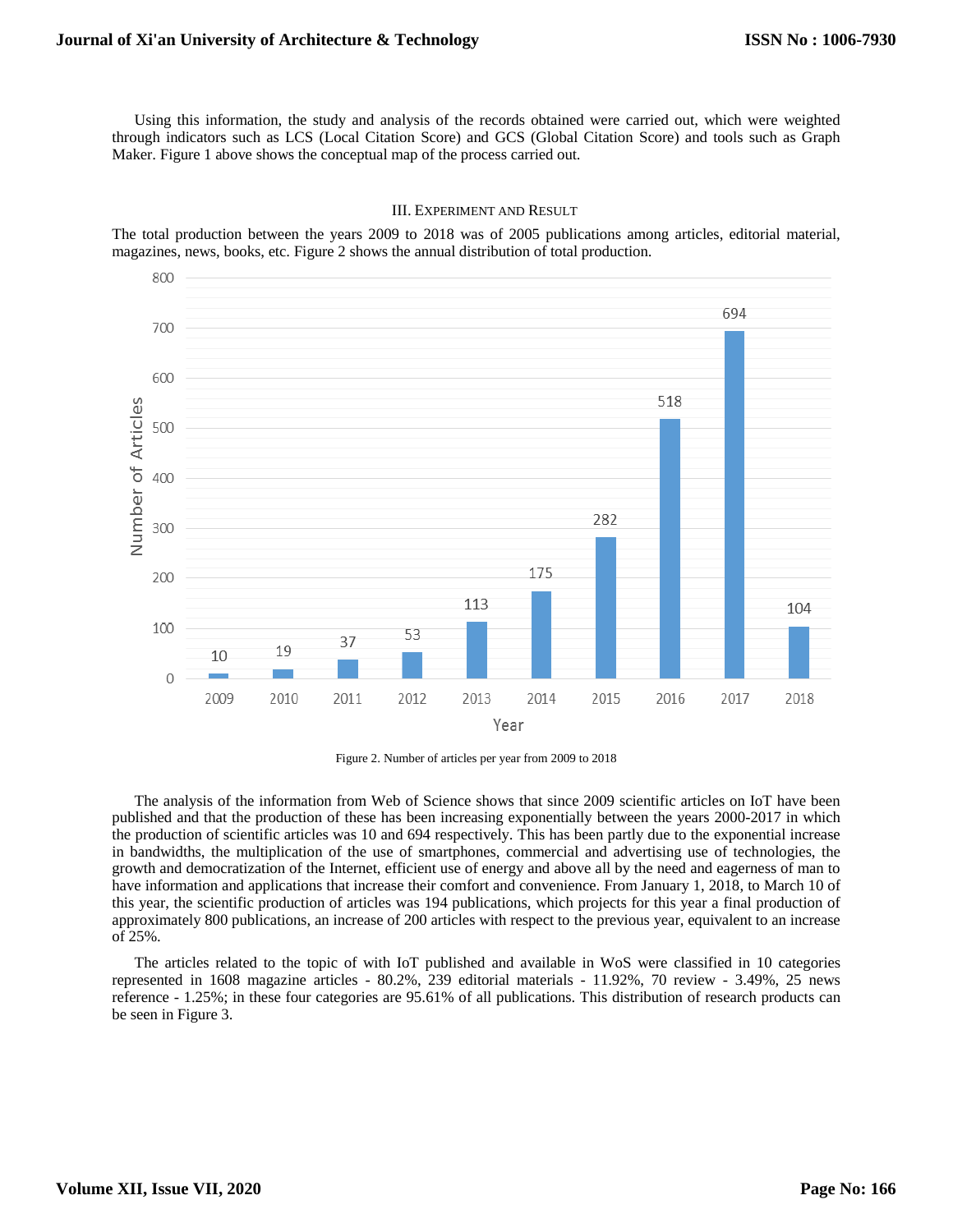Using this information, the study and analysis of the records obtained were carried out, which were weighted through indicators such as LCS (Local Citation Score) and GCS (Global Citation Score) and tools such as Graph Maker. Figure 1 above shows the conceptual map of the process carried out.

## III. Experiment and Result

The total production between the years 2009 to 2018 was of 2005 publications among articles, editorial material, magazines, news, books, etc. Figure 2 shows the annual distribution of total production.

Figure 2. Number of articles per year from 2009 to 2018

The analysis of the information from Web of Science shows that since 2009 scientific articles on IoT have been published and that the production of these has been increasing exponentially between the years 2000-2017 in which the production of scientific articles was 10 and 694 respectively. This has been partly due to the exponential increase in bandwidths, the multiplication of the use of smartphones, commercial and advertising use of technologies, the growth and democratization of the Internet, efficient use of energy and above all by the need and eagerness of man to have information and applications that increase their comfort and convenience. From January 1, 2018, to March 10 of this year, the scientific production of articles was 194 publications, which projects for this year a final production of approximately 800 publications, an increase of 200 articles with respect to the previous year, equivalent to an increase of 25%.

The articles related to the topic of with IoT published and available in WoS were classified in 10 categories represented in 1608 magazine articles - 80.2%, 239 editorial materials - 11.92%, 70 review - 3.49%, 25 news reference - 1.25%; in these four categories are 95.61% of all publications. This distribution of research products can be seen in Figure 3.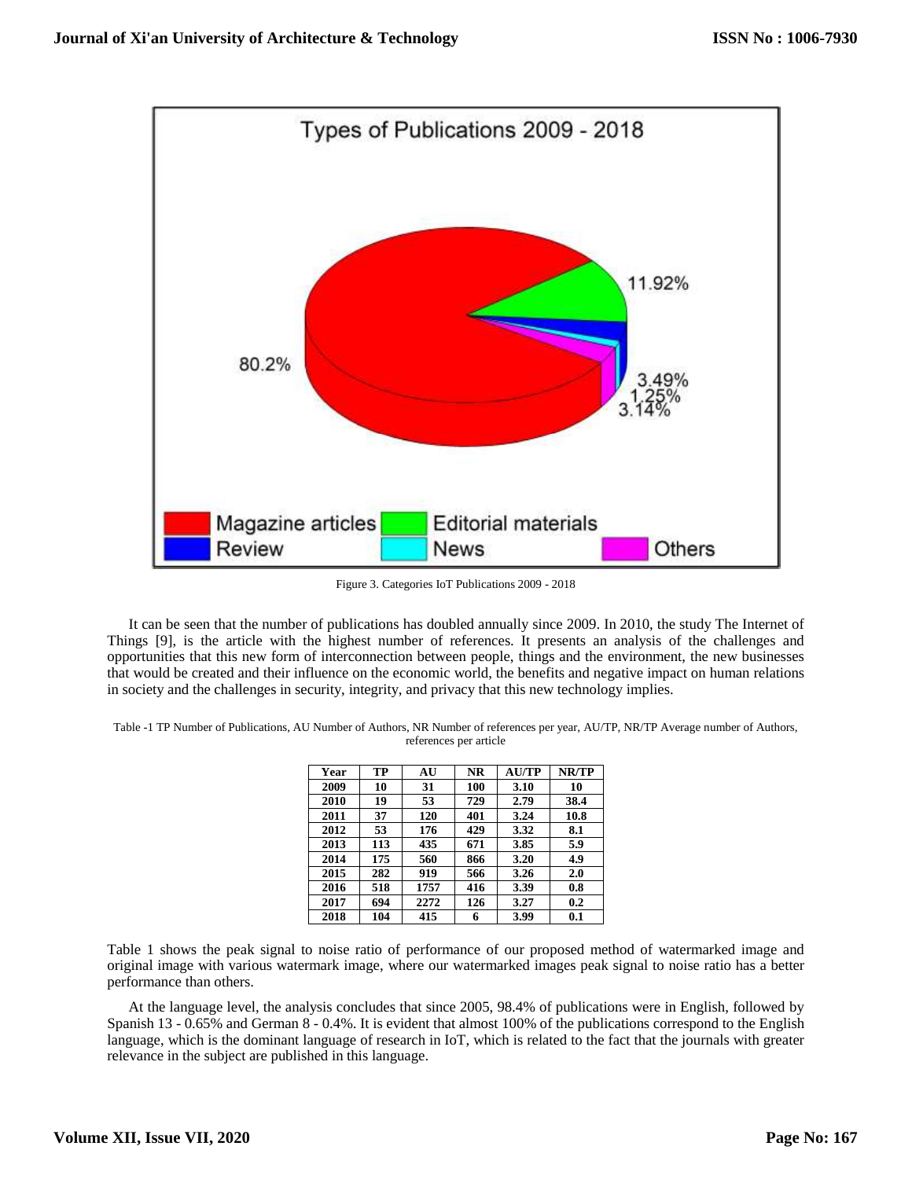Figure 3. Categories IoT Publications 2009 - 2018

It can be seen that the number of publications has doubled annually since 2009. In 2010, the study The Internet of Things [9], is the article with the highest number of references. It presents an analysis of the challenges and opportunities that this new form of interconnection between people, things and the environment, the new businesses that would be created and their influence on the economic world, the benefits and negative impact on human relations in society and the challenges in security, integrity, and privacy that this new technology implies.

Table -1 TP Number of Publications, AU Number of Authors, NR Number of references per year, AU/TP, NR/TP Average number of Authors, references per article

| Year | TP | AU | NR | AU/TP | NR/TP |
|---|---|---|---|---|---|
| 2009 | 10 | 31 | 100 | 3.10 | 10 |
| 2010 | 19 | 53 | 729 | 2.79 | 38.4 |
| 2011 | 37 | 120 | 401 | 3.24 | 10.8 |
| 2012 | 53 | 176 | 429 | 3.32 | 8.1 |
| 2013 | 113 | 435 | 671 | 3.85 | 5.9 |
| 2014 | 175 | 560 | 866 | 3.20 | 4.9 |
| 2015 | 282 | 919 | 566 | 3.26 | 2.0 |
| 2016 | 518 | 1757 | 416 | 3.39 | 0.8 |
| 2017 | 694 | 2272 | 126 | 3.27 | 0.2 |
| 2018 | 104 | 415 | 6 | 3.99 | 0.1 |

Table 1 shows the peak signal to noise ratio of performance of our proposed method of watermarked image and original image with various watermark image, where our watermarked images peak signal to noise ratio has a better performance than others.

At the language level, the analysis concludes that since 2005, 98.4% of publications were in English, followed by Spanish 13 - 0.65% and German 8 - 0.4%. It is evident that almost 100% of the publications correspond to the English language, which is the dominant language of research in IoT, which is related to the fact that the journals with greater relevance in the subject are published in this language.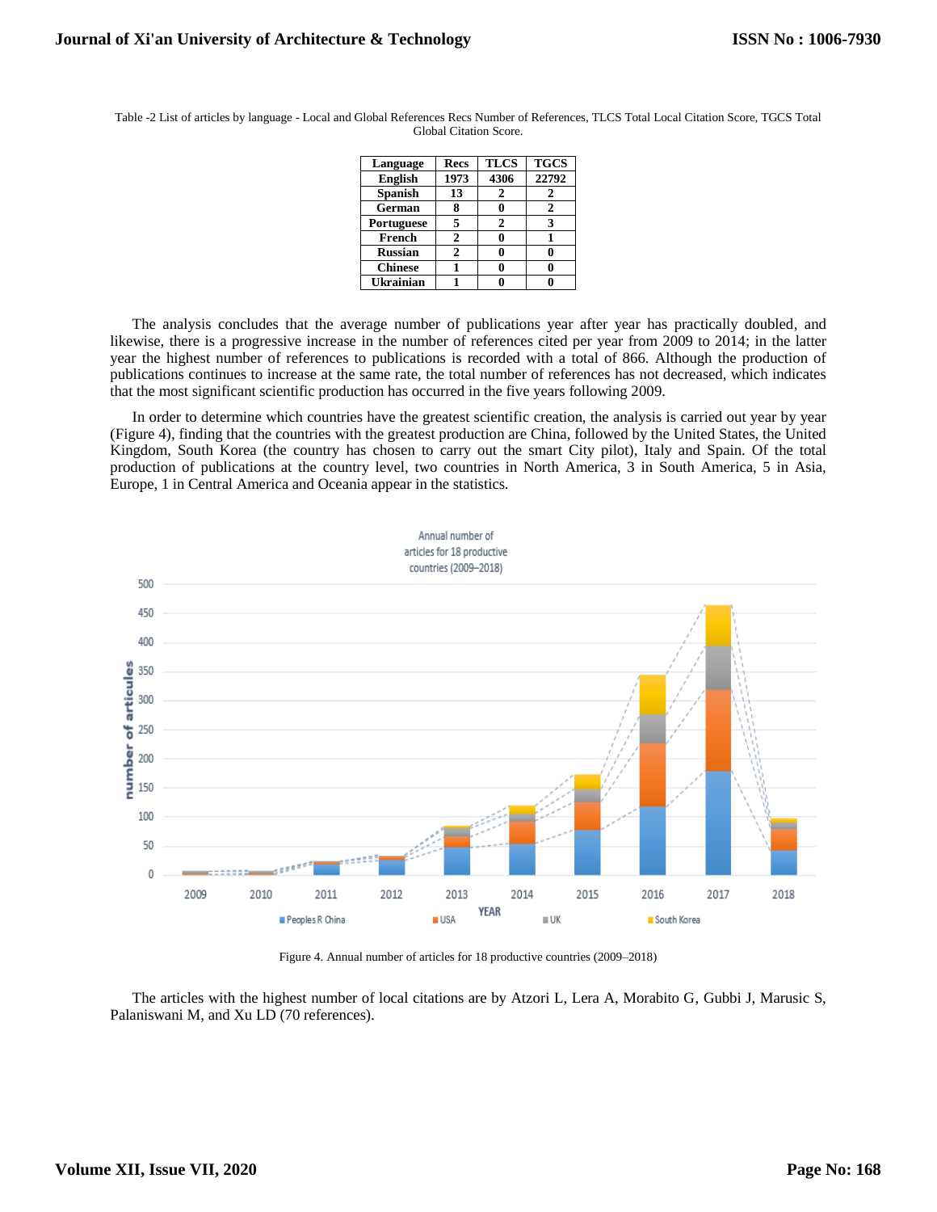Table -2 List of articles by language - Local and Global References Recs Number of References, TLCS Total Local Citation Score, TGCS Total Global Citation Score.

| Language | Recs | TLCS | TGCS |
|---|---|---|---|
| English | 1973 | 4306 | 22792 |
| Spanish | 13 | 2 | 2 |
| German | 8 | 0 | 2 |
| Portuguese | 5 | 2 | 3 |
| French | 2 | 0 | 1 |
| Russian | 2 | 0 | 0 |
| Chinese | 1 | 0 | 0 |
| Ukrainian | 1 | 0 | 0 |

The analysis concludes that the average number of publications year after year has practically doubled, and likewise, there is a progressive increase in the number of references cited per year from 2009 to 2014; in the latter year the highest number of references to publications is recorded with a total of 866. Although the production of publications continues to increase at the same rate, the total number of references has not decreased, which indicates that the most significant scientific production has occurred in the five years following 2009.

In order to determine which countries have the greatest scientific creation, the analysis is carried out year by year (Figure 4), finding that the countries with the greatest production are China, followed by the United States, the United Kingdom, South Korea (the country has chosen to carry out the smart City pilot), Italy and Spain. Of the total production of publications at the country level, two countries in North America, 3 in South America, 5 in Asia, Europe, 1 in Central America and Oceania appear in the statistics.

Figure 4. Annual number of articles for 18 productive countries (2009–2018)

The articles with the highest number of local citations are by Atzori L, Lera A, Morabito G, Gubbi J, Marusic S, Palaniswani M, and Xu LD (70 references).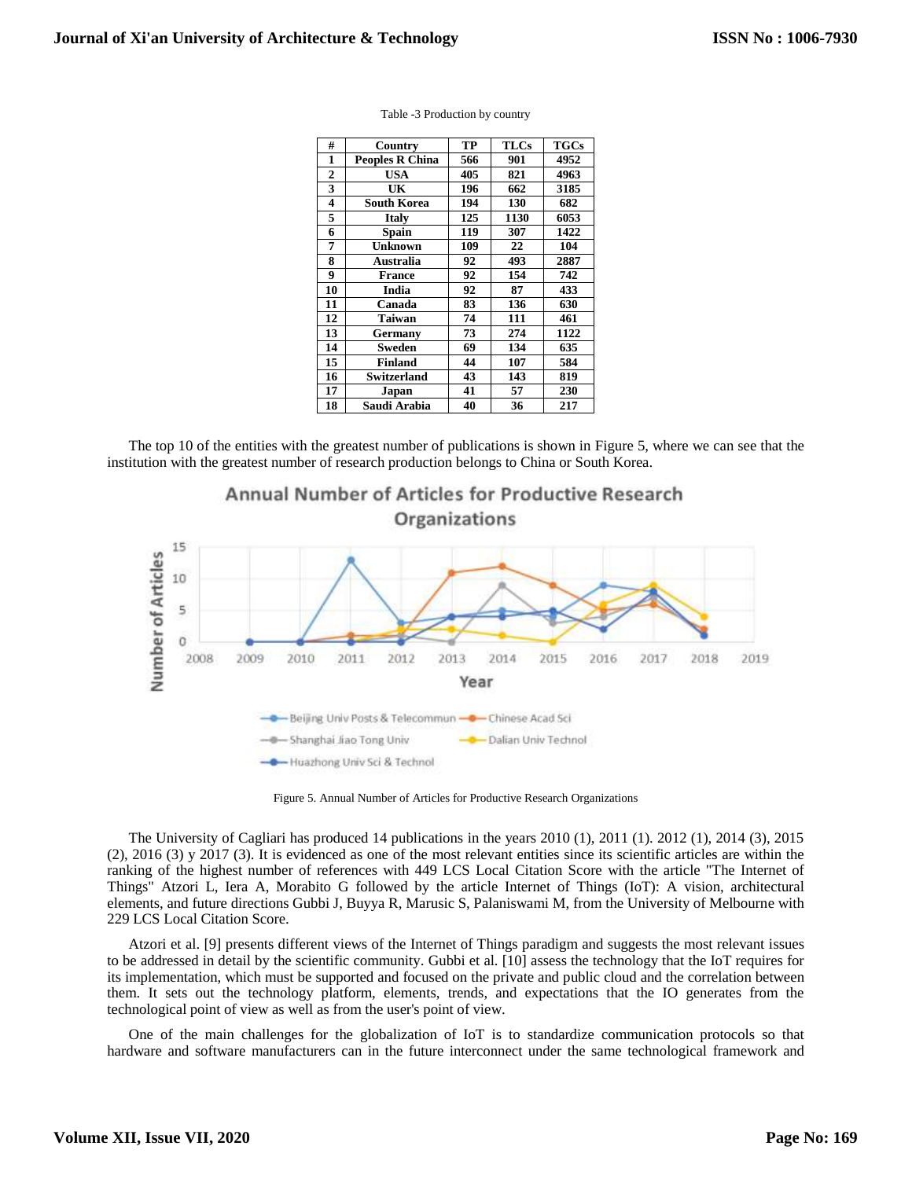Table -3 Production by country

| # | Country | TP | TLCs | TGCs |
|---|---|---|---|---|
| 1 | Peoples R China | 566 | 901 | 4952 |
| 2 | USA | 405 | 821 | 4963 |
| 3 | UK | 196 | 662 | 3185 |
| 4 | South Korea | 194 | 130 | 682 |
| 5 | Italy | 125 | 1130 | 6053 |
| 6 | Spain | 119 | 307 | 1422 |
| 7 | Unknown | 109 | 22 | 104 |
| 8 | Australia | 92 | 493 | 2887 |
| 9 | France | 92 | 154 | 742 |
| 10 | India | 92 | 87 | 433 |
| 11 | Canada | 83 | 136 | 630 |
| 12 | Taiwan | 74 | 111 | 461 |
| 13 | Germany | 73 | 274 | 1122 |
| 14 | Sweden | 69 | 134 | 635 |
| 15 | Finland | 44 | 107 | 584 |
| 16 | Switzerland | 43 | 143 | 819 |
| 17 | Japan | 41 | 57 | 230 |
| 18 | Saudi Arabia | 40 | 36 | 217 |

The top 10 of the entities with the greatest number of publications is shown in Figure 5, where we can see that the institution with the greatest number of research production belongs to China or South Korea.

Figure 5. Annual Number of Articles for Productive Research Organizations

The University of Cagliari has produced 14 publications in the years 2010 (1), 2011 (1). 2012 (1), 2014 (3), 2015 (2), 2016 (3) y 2017 (3). It is evidenced as one of the most relevant entities since its scientific articles are within the ranking of the highest number of references with 449 LCS Local Citation Score with the article "The Internet of Things" Atzori L, Iera A, Morabito G followed by the article Internet of Things (IoT): A vision, architectural elements, and future directions Gubbi J, Buyya R, Marusic S, Palaniswami M, from the University of Melbourne with 229 LCS Local Citation Score.

Atzori et al. [9] presents different views of the Internet of Things paradigm and suggests the most relevant issues to be addressed in detail by the scientific community. Gubbi et al. [10] assess the technology that the IoT requires for its implementation, which must be supported and focused on the private and public cloud and the correlation between them. It sets out the technology platform, elements, trends, and expectations that the IO generates from the technological point of view as well as from the user's point of view.

One of the main challenges for the globalization of IoT is to standardize communication protocols so that hardware and software manufacturers can in the future interconnect under the same technological framework and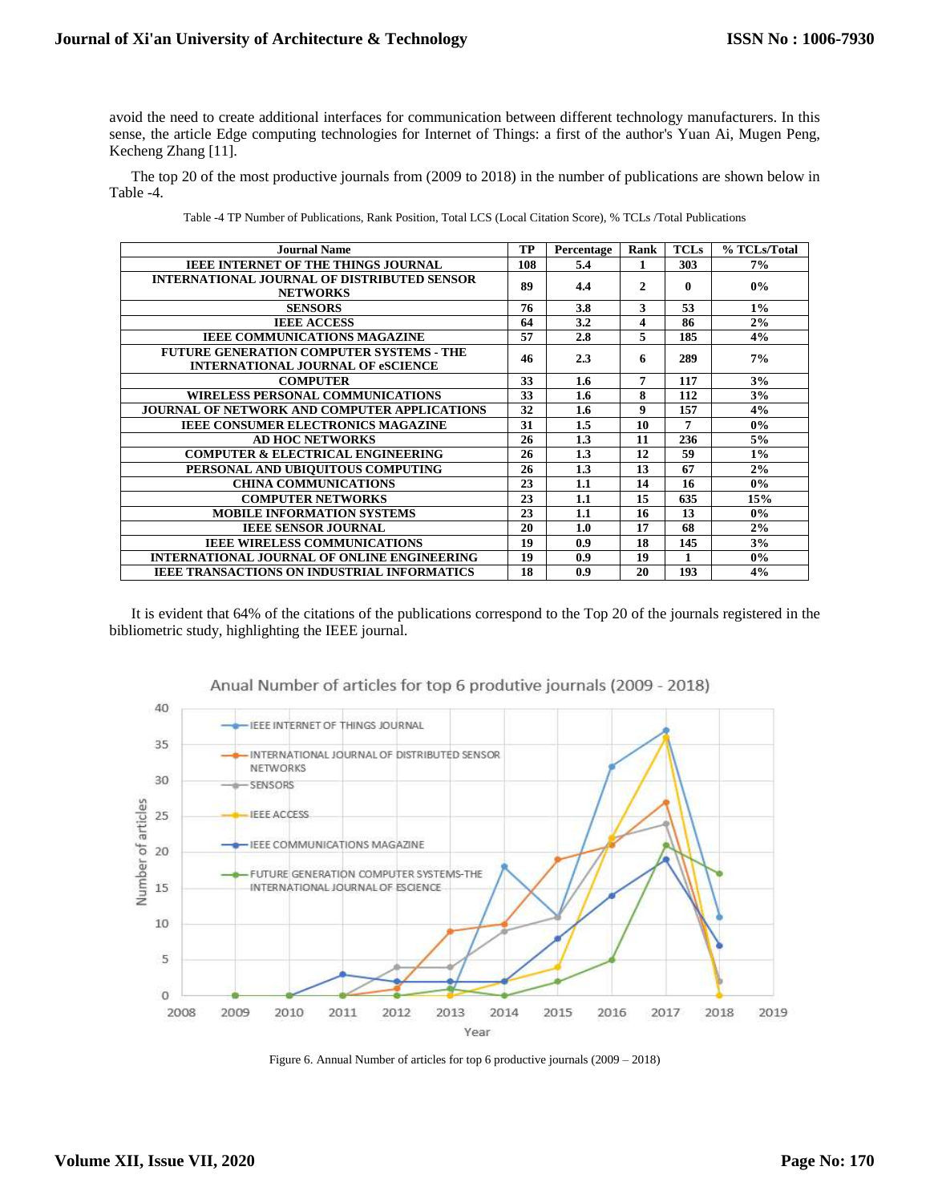avoid the need to create additional interfaces for communication between different technology manufacturers. In this sense, the article Edge computing technologies for Internet of Things: a first of the author's Yuan Ai, Mugen Peng, Kecheng Zhang [11].

The top 20 of the most productive journals from (2009 to 2018) in the number of publications are shown below in Table -4.

Table -4 TP Number of Publications, Rank Position, Total LCS (Local Citation Score), % TCLs /Total Publications

| Journal Name | TP | Percentage | Rank | TCLs | % TCLs/Total |
|---|---|---|---|---|---|
| IEEE INTERNET OF THE THINGS JOURNAL | 108 | 5.4 | 1 | 303 | 7% |
| INTERNATIONAL JOURNAL OF DISTRIBUTED SENSOR NETWORKS | 89 | 4.4 | 2 | 0 | 0% |
| SENSORS | 76 | 3.8 | 3 | 53 | 1% |
| IEEE ACCESS | 64 | 3.2 | 4 | 86 | 2% |
| IEEE COMMUNICATIONS MAGAZINE | 57 | 2.8 | 5 | 185 | 4% |
| FUTURE GENERATION COMPUTER SYSTEMS - THE INTERNATIONAL JOURNAL OF eSCIENCE | 46 | 2.3 | 6 | 289 | 7% |
| COMPUTER | 33 | 1.6 | 7 | 117 | 3% |
| WIRELESS PERSONAL COMMUNICATIONS | 33 | 1.6 | 8 | 112 | 3% |
| JOURNAL OF NETWORK AND COMPUTER APPLICATIONS | 32 | 1.6 | 9 | 157 | 4% |
| IEEE CONSUMER ELECTRONICS MAGAZINE | 31 | 1.5 | 10 | 7 | 0% |
| AD HOC NETWORKS | 26 | 1.3 | 11 | 236 | 5% |
| COMPUTER & ELECTRICAL ENGINEERING | 26 | 1.3 | 12 | 59 | 1% |
| PERSONAL AND UBIQUITOUS COMPUTING | 26 | 1.3 | 13 | 67 | 2% |
| CHINA COMMUNICATIONS | 23 | 1.1 | 14 | 16 | 0% |
| COMPUTER NETWORKS | 23 | 1.1 | 15 | 635 | 15% |
| MOBILE INFORMATION SYSTEMS | 23 | 1.1 | 16 | 13 | 0% |
| IEEE SENSOR JOURNAL | 20 | 1.0 | 17 | 68 | 2% |
| IEEE WIRELESS COMMUNICATIONS | 19 | 0.9 | 18 | 145 | 3% |
| INTERNATIONAL JOURNAL OF ONLINE ENGINEERING | 19 | 0.9 | 19 | 1 | 0% |
| IEEE TRANSACTIONS ON INDUSTRIAL INFORMATICS | 18 | 0.9 | 20 | 193 | 4% |

It is evident that 64% of the citations of the publications correspond to the Top 20 of the journals registered in the bibliometric study, highlighting the IEEE journal.

Figure 6. Annual Number of articles for top 6 productive journals (2009 – 2018)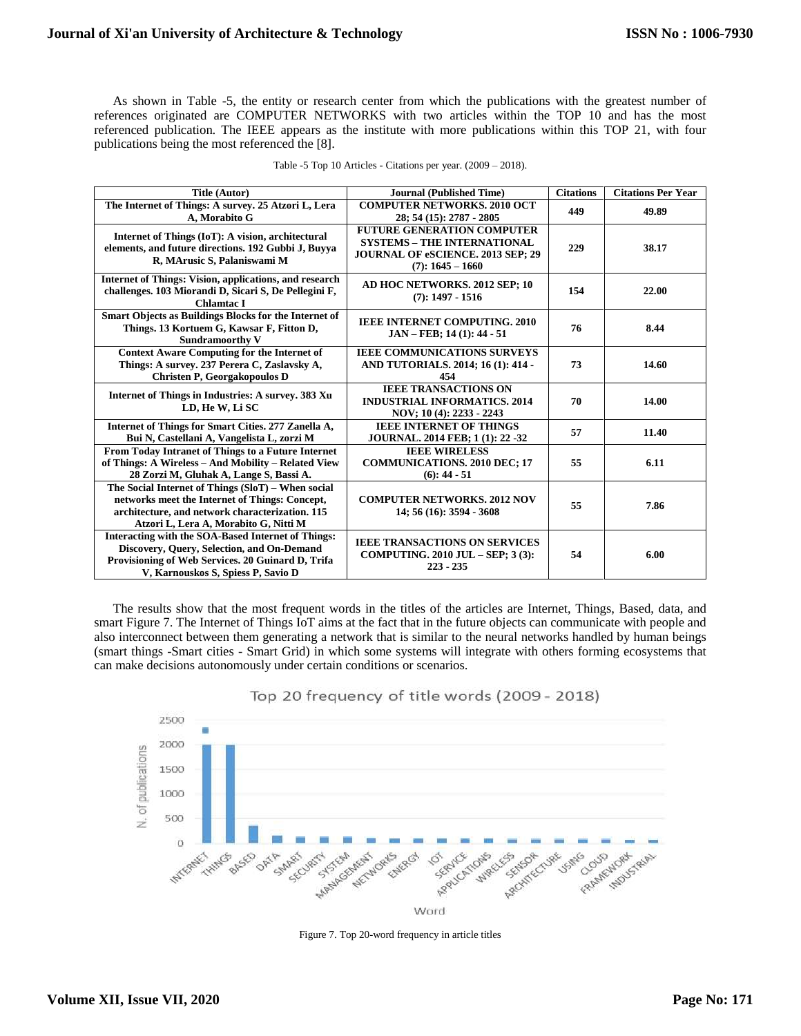As shown in Table -5, the entity or research center from which the publications with the greatest number of references originated are COMPUTER NETWORKS with two articles within the TOP 10 and has the most referenced publication. The IEEE appears as the institute with more publications within this TOP 21, with four publications being the most referenced the [8].

Table -5 Top 10 Articles - Citations per year. (2009 – 2018).

| Title (Autor) | Journal (Published Time) | Citations | Citations Per Year |
|---|---|---|---|
| **The Internet of Things: A survey. 25 Atzori L, Lera A, Morabito G** | **COMPUTER NETWORKS. 2010 OCT 28; 54 (15): 2787 - 2805** | **449** | **49.89** |
| **Internet of Things (IoT): A vision, architectural elements, and future directions. 192 Gubbi J, Buyya R, MArusic S, Palaniswami M** | **FUTURE GENERATION COMPUTER SYSTEMS – THE INTERNATIONAL JOURNAL OF eSCIENCE. 2013 SEP; 29 (7): 1645 – 1660** | **229** | **38.17** |
| **Internet of Things: Vision, applications, and research challenges. 103 Miorandi D, Sicari S, De Pellegini F, Chlamtac I** | **AD HOC NETWORKS. 2012 SEP; 10 (7): 1497 - 1516** | **154** | **22.00** |
| **Smart Objects as Buildings Blocks for the Internet of Things. 13 Kortuem G, Kawsar F, Fitton D, Sundramoorthy V** | **IEEE INTERNET COMPUTING. 2010 JAN – FEB; 14 (1): 44 - 51** | **76** | **8.44** |
| **Context Aware Computing for the Internet of Things: A survey. 237 Perera C, Zaslavsky A, Christen P, Georgakopoulos D** | **IEEE COMMUNICATIONS SURVEYS AND TUTORIALS. 2014; 16 (1): 414 - 454** | **73** | **14.60** |
| **Internet of Things in Industries: A survey. 383 Xu LD, He W, Li SC** | **IEEE TRANSACTIONS ON INDUSTRIAL INFORMATICS. 2014 NOV; 10 (4): 2233 - 2243** | **70** | **14.00** |
| **Internet of Things for Smart Cities. 277 Zanella A, Bui N, Castellani A, Vangelista L, zorzi M** | **IEEE INTERNET OF THINGS JOURNAL. 2014 FEB; 1 (1): 22 -32** | **57** | **11.40** |
| **From Today Intranet of Things to a Future Internet of Things: A Wireless – And Mobility – Related View 28 Zorzi M, Gluhak A, Lange S, Bassi A.** | **IEEE WIRELESS COMMUNICATIONS. 2010 DEC; 17 (6): 44 - 51** | **55** | **6.11** |
| **The Social Internet of Things (SloT) – When social networks meet the Internet of Things: Concept, architecture, and network characterization. 115 Atzori L, Lera A, Morabito G, Nitti M** | **COMPUTER NETWORKS. 2012 NOV 14; 56 (16): 3594 - 3608** | **55** | **7.86** |
| **Interacting with the SOA-Based Internet of Things: Discovery, Query, Selection, and On-Demand Provisioning of Web Services. 20 Guinard D, Trifa V, Karnouskos S, Spiess P, Savio D** | **IEEE TRANSACTIONS ON SERVICES COMPUTING. 2010 JUL – SEP; 3 (3): 223 - 235** | **54** | **6.00** |

The results show that the most frequent words in the titles of the articles are Internet, Things, Based, data, and smart Figure 7. The Internet of Things IoT aims at the fact that in the future objects can communicate with people and also interconnect between them generating a network that is similar to the neural networks handled by human beings (smart things -Smart cities - Smart Grid) in which some systems will integrate with others forming ecosystems that can make decisions autonomously under certain conditions or scenarios.

Figure 7. Top 20-word frequency in article titles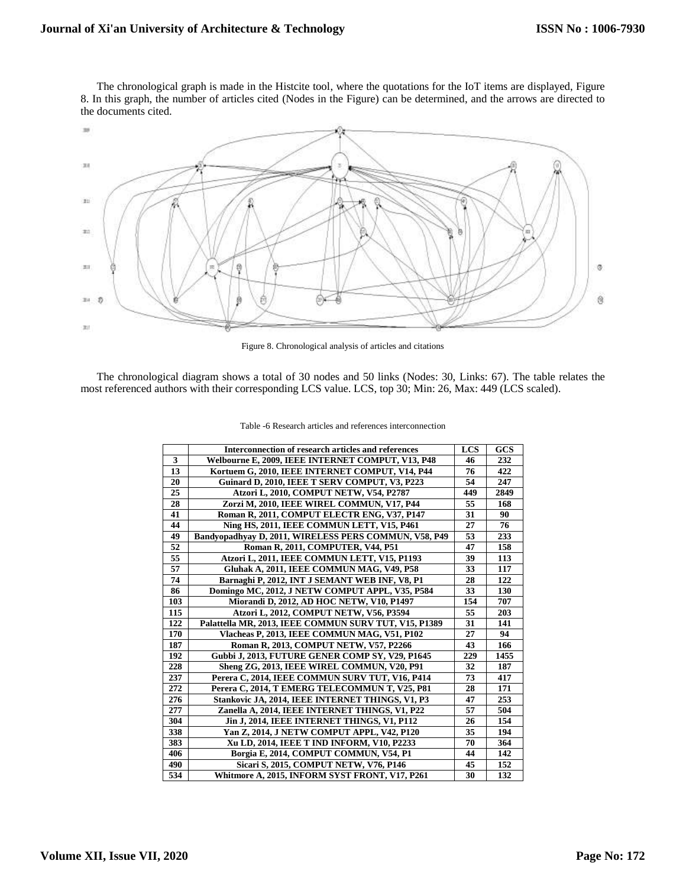The chronological graph is made in the Histcite tool, where the quotations for the IoT items are displayed, Figure 8. In this graph, the number of articles cited (Nodes in the Figure) can be determined, and the arrows are directed to the documents cited.

Figure 8. Chronological analysis of articles and citations

The chronological diagram shows a total of 30 nodes and 50 links (Nodes: 30, Links: 67). The table relates the most referenced authors with their corresponding LCS value. LCS, top 30; Min: 26, Max: 449 (LCS scaled).

Table -6 Research articles and references interconnection

| | Interconnection of research articles and references | LCS | GCS |
|---|---|---|---|
| 3 | Welbourne E, 2009, IEEE INTERNET COMPUT, V13, P48 | 46 | 232 |
| 13 | Kortuem G, 2010, IEEE INTERNET COMPUT, V14, P44 | 76 | 422 |
| 20 | Guinard D, 2010, IEEE T SERV COMPUT, V3, P223 | 54 | 247 |
| 25 | Atzori L, 2010, COMPUT NETW, V54, P2787 | 449 | 2849 |
| 28 | Zorzi M, 2010, IEEE WIREL COMMUN, V17, P44 | 55 | 168 |
| 41 | Roman R, 2011, COMPUT ELECTR ENG, V37, P147 | 31 | 90 |
| 44 | Ning HS, 2011, IEEE COMMUN LETT, V15, P461 | 27 | 76 |
| 49 | Bandyopadhyay D, 2011, WIRELESS PERS COMMUN, V58, P49 | 53 | 233 |
| 52 | Roman R, 2011, COMPUTER, V44, P51 | 47 | 158 |
| 55 | Atzori L, 2011, IEEE COMMUN LETT, V15, P1193 | 39 | 113 |
| 57 | Gluhak A, 2011, IEEE COMMUN MAG, V49, P58 | 33 | 117 |
| 74 | Barnaghi P, 2012, INT J SEMANT WEB INF, V8, P1 | 28 | 122 |
| 86 | Domingo MC, 2012, J NETW COMPUT APPL, V35, P584 | 33 | 130 |
| 103 | Miorandi D, 2012, AD HOC NETW, V10, P1497 | 154 | 707 |
| 115 | Atzori L, 2012, COMPUT NETW, V56, P3594 | 55 | 203 |
| 122 | Palattella MR, 2013, IEEE COMMUN SURV TUT, V15, P1389 | 31 | 141 |
| 170 | Vlacheas P, 2013, IEEE COMMUN MAG, V51, P102 | 27 | 94 |
| 187 | Roman R, 2013, COMPUT NETW, V57, P2266 | 43 | 166 |
| 192 | Gubbi J, 2013, FUTURE GENER COMP SY, V29, P1645 | 229 | 1455 |
| 228 | Sheng ZG, 2013, IEEE WIREL COMMUN, V20, P91 | 32 | 187 |
| 237 | Perera C, 2014, IEEE COMMUN SURV TUT, V16, P414 | 73 | 417 |
| 272 | Perera C, 2014, T EMERG TELECOMMUN T, V25, P81 | 28 | 171 |
| 276 | Stankovic JA, 2014, IEEE INTERNET THINGS, V1, P3 | 47 | 253 |
| 277 | Zanella A, 2014, IEEE INTERNET THINGS, V1, P22 | 57 | 504 |
| 304 | Jin J, 2014, IEEE INTERNET THINGS, V1, P112 | 26 | 154 |
| 338 | Yan Z, 2014, J NETW COMPUT APPL, V42, P120 | 35 | 194 |
| 383 | Xu LD, 2014, IEEE T IND INFORM, V10, P2233 | 70 | 364 |
| 406 | Borgia E, 2014, COMPUT COMMUN, V54, P1 | 44 | 142 |
| 490 | Sicari S, 2015, COMPUT NETW, V76, P146 | 45 | 152 |
| 534 | Whitmore A, 2015, INFORM SYST FRONT, V17, P261 | 30 | 132 |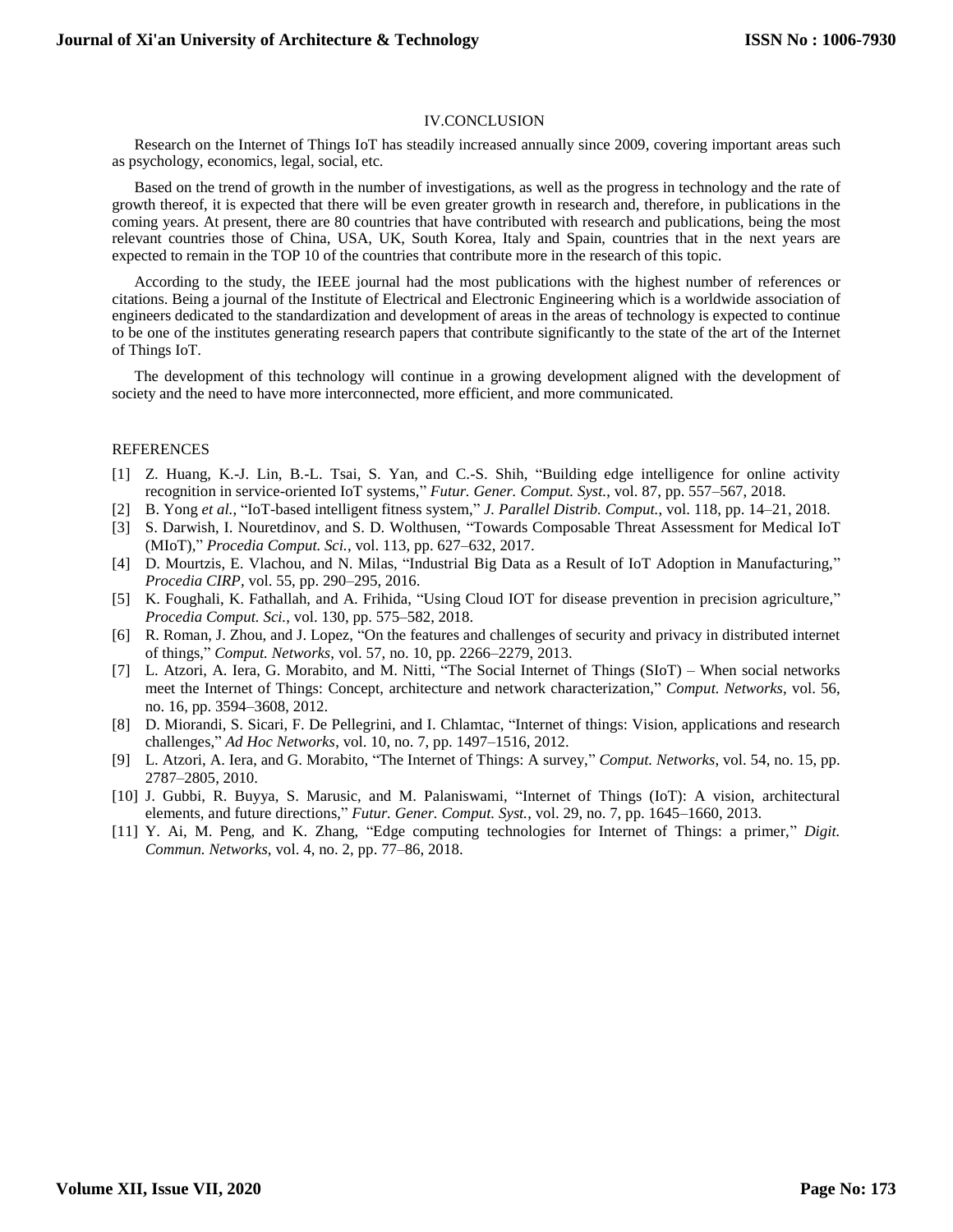## IV.CONCLUSION

Research on the Internet of Things IoT has steadily increased annually since 2009, covering important areas such as psychology, economics, legal, social, etc.

Based on the trend of growth in the number of investigations, as well as the progress in technology and the rate of growth thereof, it is expected that there will be even greater growth in research and, therefore, in publications in the coming years. At present, there are 80 countries that have contributed with research and publications, being the most relevant countries those of China, USA, UK, South Korea, Italy and Spain, countries that in the next years are expected to remain in the TOP 10 of the countries that contribute more in the research of this topic.

According to the study, the IEEE journal had the most publications with the highest number of references or citations. Being a journal of the Institute of Electrical and Electronic Engineering which is a worldwide association of engineers dedicated to the standardization and development of areas in the areas of technology is expected to continue to be one of the institutes generating research papers that contribute significantly to the state of the art of the Internet of Things IoT.

The development of this technology will continue in a growing development aligned with the development of society and the need to have more interconnected, more efficient, and more communicated.

## REFERENCES

[1] Z. Huang, K.-J. Lin, B.-L. Tsai, S. Yan, and C.-S. Shih, "Building edge intelligence for online activity recognition in service-oriented IoT systems," *Futur. Gener. Comput. Syst.*, vol. 87, pp. 557–567, 2018.

[2] B. Yong *et al.*, "IoT-based intelligent fitness system," *J. Parallel Distrib. Comput.*, vol. 118, pp. 14–21, 2018.

[3] S. Darwish, I. Nouretdinov, and S. D. Wolthusen, "Towards Composable Threat Assessment for Medical IoT (MIoT)," *Procedia Comput. Sci.*, vol. 113, pp. 627–632, 2017.

[4] D. Mourtzis, E. Vlachou, and N. Milas, "Industrial Big Data as a Result of IoT Adoption in Manufacturing," *Procedia CIRP*, vol. 55, pp. 290–295, 2016.

[5] K. Foughali, K. Fathallah, and A. Frihida, "Using Cloud IOT for disease prevention in precision agriculture," *Procedia Comput. Sci.*, vol. 130, pp. 575–582, 2018.

[6] R. Roman, J. Zhou, and J. Lopez, "On the features and challenges of security and privacy in distributed internet of things," *Comput. Networks*, vol. 57, no. 10, pp. 2266–2279, 2013.

[7] L. Atzori, A. Iera, G. Morabito, and M. Nitti, "The Social Internet of Things (SIoT) – When social networks meet the Internet of Things: Concept, architecture and network characterization," *Comput. Networks*, vol. 56, no. 16, pp. 3594–3608, 2012.

[8] D. Miorandi, S. Sicari, F. De Pellegrini, and I. Chlamtac, "Internet of things: Vision, applications and research challenges," *Ad Hoc Networks*, vol. 10, no. 7, pp. 1497–1516, 2012.

[9] L. Atzori, A. Iera, and G. Morabito, "The Internet of Things: A survey," *Comput. Networks*, vol. 54, no. 15, pp. 2787–2805, 2010.

[10] J. Gubbi, R. Buyya, S. Marusic, and M. Palaniswami, "Internet of Things (IoT): A vision, architectural elements, and future directions," *Futur. Gener. Comput. Syst.*, vol. 29, no. 7, pp. 1645–1660, 2013.

[11] Y. Ai, M. Peng, and K. Zhang, "Edge computing technologies for Internet of Things: a primer," *Digit. Commun. Networks*, vol. 4, no. 2, pp. 77–86, 2018.